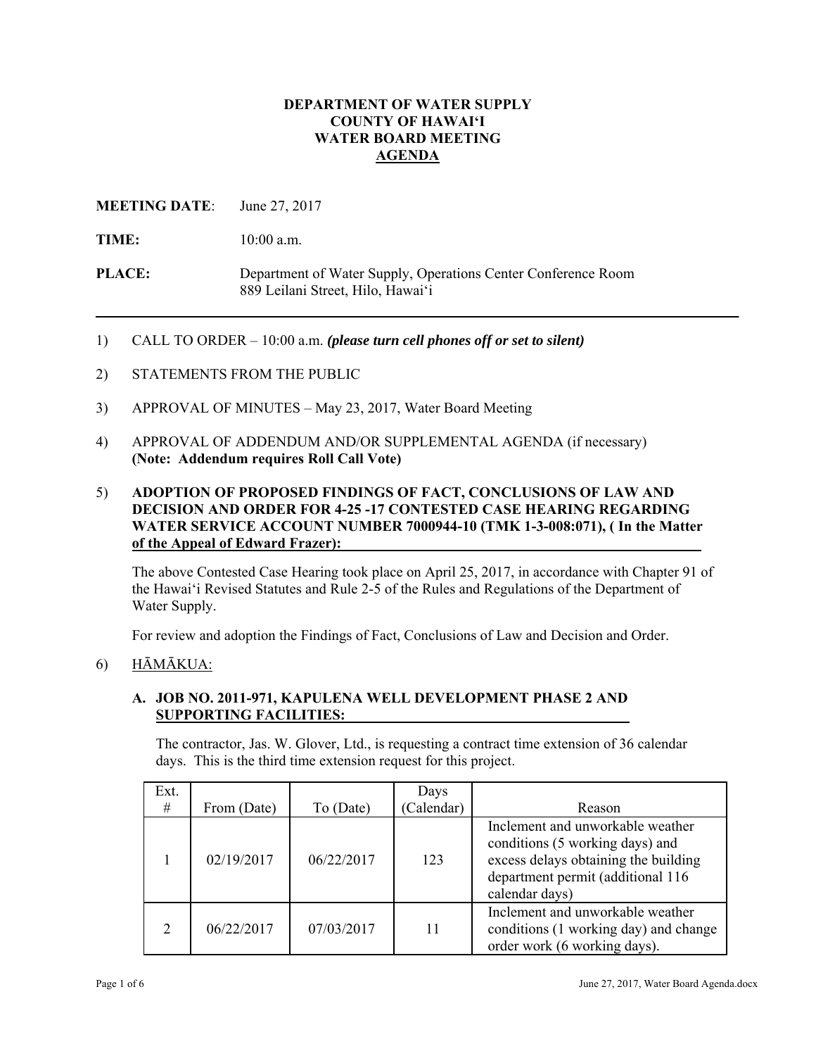# DEPARTMENT OF WATER SUPPLY
# COUNTY OF HAWAIʻI
# WATER BOARD MEETING
# AGENDA

**MEETING DATE**: June 27, 2017

**TIME:** 10:00 a.m.

**PLACE:** Department of Water Supply, Operations Center Conference Room
889 Leilani Street, Hilo, Hawaiʻi

---

1) CALL TO ORDER – 10:00 a.m. ***(please turn cell phones off or set to silent)***

2) STATEMENTS FROM THE PUBLIC

3) APPROVAL OF MINUTES – May 23, 2017, Water Board Meeting

4) APPROVAL OF ADDENDUM AND/OR SUPPLEMENTAL AGENDA (if necessary) **(Note: Addendum requires Roll Call Vote)**

5) **ADOPTION OF PROPOSED FINDINGS OF FACT, CONCLUSIONS OF LAW AND DECISION AND ORDER FOR 4-25 -17 CONTESTED CASE HEARING REGARDING WATER SERVICE ACCOUNT NUMBER 7000944-10 (TMK 1-3-008:071), ( In the Matter of the Appeal of Edward Frazer):**

   The above Contested Case Hearing took place on April 25, 2017, in accordance with Chapter 91 of the Hawaiʻi Revised Statutes and Rule 2-5 of the Rules and Regulations of the Department of Water Supply.

   For review and adoption the Findings of Fact, Conclusions of Law and Decision and Order.

6) HĀMĀKUA:

   **A. JOB NO. 2011-971, KAPULENA WELL DEVELOPMENT PHASE 2 AND SUPPORTING FACILITIES:**

   The contractor, Jas. W. Glover, Ltd., is requesting a contract time extension of 36 calendar days. This is the third time extension request for this project.

| Ext. # | From (Date) | To (Date) | Days (Calendar) | Reason |
|---|---|---|---|---|
| 1 | 02/19/2017 | 06/22/2017 | 123 | Inclement and unworkable weather conditions (5 working days) and excess delays obtaining the building department permit (additional 116 calendar days) |
| 2 | 06/22/2017 | 07/03/2017 | 11 | Inclement and unworkable weather conditions (1 working day) and change order work (6 working days). |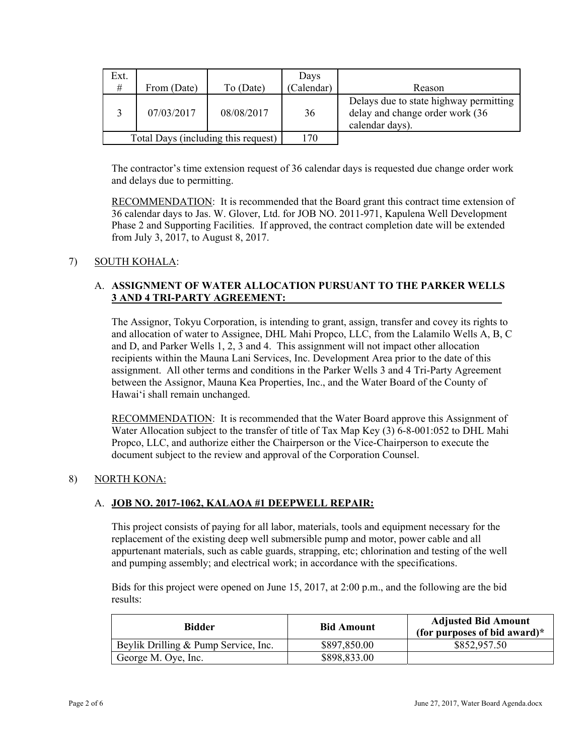| Ext. # | From (Date) | To (Date) | Days (Calendar) | Reason |
|---|---|---|---|---|
| 3 | 07/03/2017 | 08/08/2017 | 36 | Delays due to state highway permitting delay and change order work (36 calendar days). |
| Total Days (including this request) | | | 170 | |

The contractor's time extension request of 36 calendar days is requested due change order work and delays due to permitting.

RECOMMENDATION: It is recommended that the Board grant this contract time extension of 36 calendar days to Jas. W. Glover, Ltd. for JOB NO. 2011-971, Kapulena Well Development Phase 2 and Supporting Facilities. If approved, the contract completion date will be extended from July 3, 2017, to August 8, 2017.

7) SOUTH KOHALA:

A. **ASSIGNMENT OF WATER ALLOCATION PURSUANT TO THE PARKER WELLS 3 AND 4 TRI-PARTY AGREEMENT:**

The Assignor, Tokyu Corporation, is intending to grant, assign, transfer and covey its rights to and allocation of water to Assignee, DHL Mahi Propco, LLC, from the Lalamilo Wells A, B, C and D, and Parker Wells 1, 2, 3 and 4. This assignment will not impact other allocation recipients within the Mauna Lani Services, Inc. Development Area prior to the date of this assignment. All other terms and conditions in the Parker Wells 3 and 4 Tri-Party Agreement between the Assignor, Mauna Kea Properties, Inc., and the Water Board of the County of Hawaiʻi shall remain unchanged.

RECOMMENDATION: It is recommended that the Water Board approve this Assignment of Water Allocation subject to the transfer of title of Tax Map Key (3) 6-8-001:052 to DHL Mahi Propco, LLC, and authorize either the Chairperson or the Vice-Chairperson to execute the document subject to the review and approval of the Corporation Counsel.

8) NORTH KONA:

A. **JOB NO. 2017-1062, KALAOA #1 DEEPWELL REPAIR:**

This project consists of paying for all labor, materials, tools and equipment necessary for the replacement of the existing deep well submersible pump and motor, power cable and all appurtenant materials, such as cable guards, strapping, etc; chlorination and testing of the well and pumping assembly; and electrical work; in accordance with the specifications.

Bids for this project were opened on June 15, 2017, at 2:00 p.m., and the following are the bid results:

| Bidder | Bid Amount | Adjusted Bid Amount (for purposes of bid award)* |
|---|---|---|
| Beylik Drilling & Pump Service, Inc. | $897,850.00 | $852,957.50 |
| George M. Oye, Inc. | $898,833.00 | |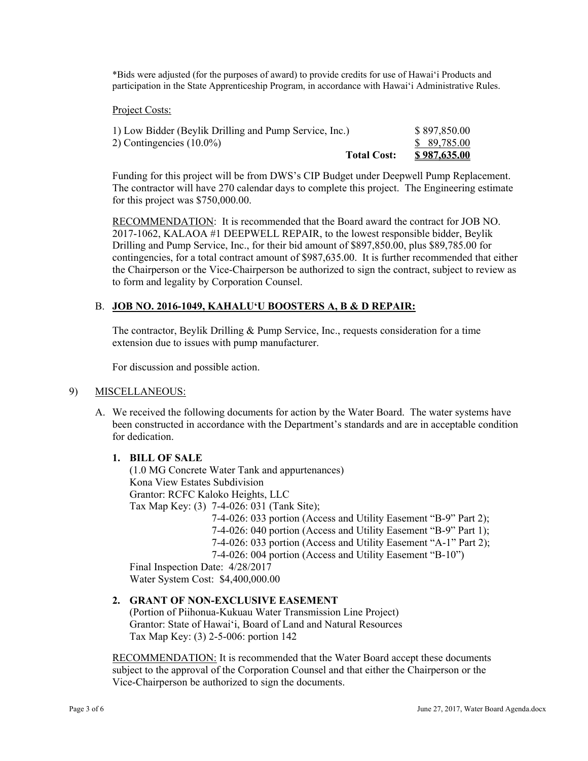*Bids were adjusted (for the purposes of award) to provide credits for use of Hawaiʻi Products and participation in the State Apprenticeship Program, in accordance with Hawaiʻi Administrative Rules.

Project Costs:

| | |
|---|---|
| 1) Low Bidder (Beylik Drilling and Pump Service, Inc.) | $ 897,850.00 |
| 2) Contingencies (10.0%) | $ 89,785.00 |
| **Total Cost:** | **$ 987,635.00** |

Funding for this project will be from DWS's CIP Budget under Deepwell Pump Replacement. The contractor will have 270 calendar days to complete this project. The Engineering estimate for this project was $750,000.00.

RECOMMENDATION: It is recommended that the Board award the contract for JOB NO. 2017-1062, KALAOA #1 DEEPWELL REPAIR, to the lowest responsible bidder, Beylik Drilling and Pump Service, Inc., for their bid amount of $897,850.00, plus $89,785.00 for contingencies, for a total contract amount of $987,635.00. It is further recommended that either the Chairperson or the Vice-Chairperson be authorized to sign the contract, subject to review as to form and legality by Corporation Counsel.

B. **JOB NO. 2016-1049, KAHALUʻU BOOSTERS A, B & D REPAIR:**

The contractor, Beylik Drilling & Pump Service, Inc., requests consideration for a time extension due to issues with pump manufacturer.

For discussion and possible action.

9) MISCELLANEOUS:

A. We received the following documents for action by the Water Board. The water systems have been constructed in accordance with the Department's standards and are in acceptable condition for dedication.

**1. BILL OF SALE**
(1.0 MG Concrete Water Tank and appurtenances)
Kona View Estates Subdivision
Grantor: RCFC Kaloko Heights, LLC
Tax Map Key: (3) 7-4-026: 031 (Tank Site);
7-4-026: 033 portion (Access and Utility Easement "B-9" Part 2);
7-4-026: 040 portion (Access and Utility Easement "B-9" Part 1);
7-4-026: 033 portion (Access and Utility Easement "A-1" Part 2);
7-4-026: 004 portion (Access and Utility Easement "B-10")
Final Inspection Date: 4/28/2017
Water System Cost: $4,400,000.00

**2. GRANT OF NON-EXCLUSIVE EASEMENT**
(Portion of Piihonua-Kukuau Water Transmission Line Project)
Grantor: State of Hawaiʻi, Board of Land and Natural Resources
Tax Map Key: (3) 2-5-006: portion 142

RECOMMENDATION: It is recommended that the Water Board accept these documents subject to the approval of the Corporation Counsel and that either the Chairperson or the Vice-Chairperson be authorized to sign the documents.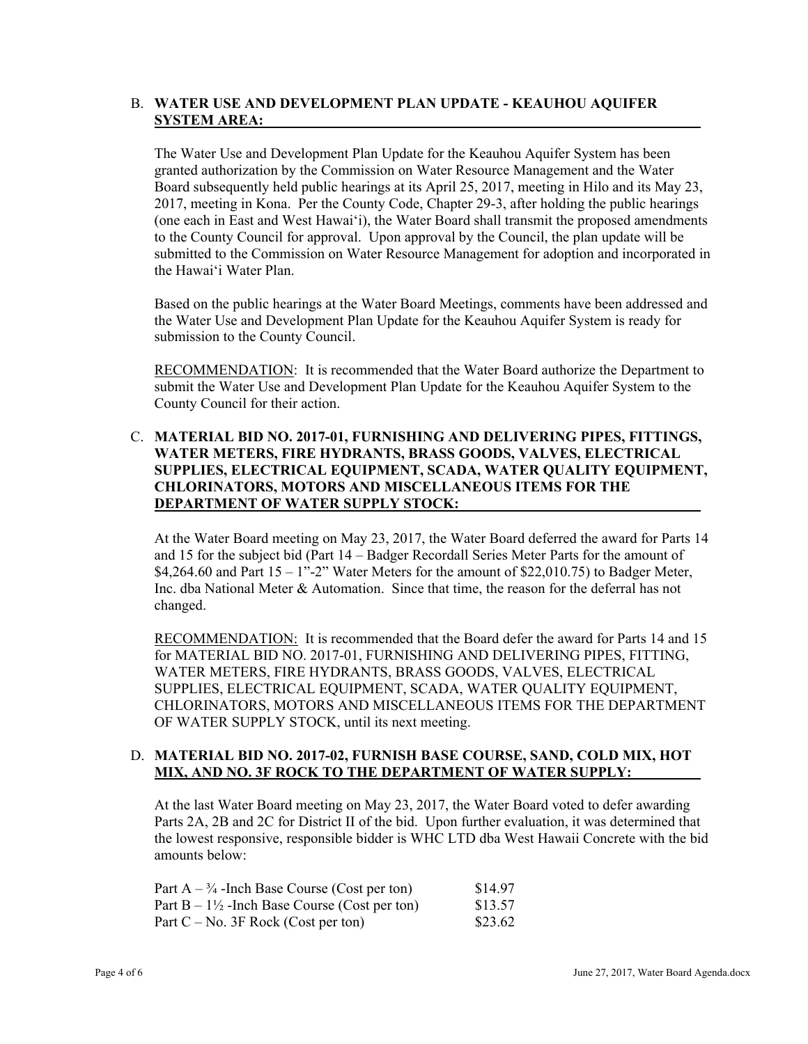B. **WATER USE AND DEVELOPMENT PLAN UPDATE - KEAUHOU AQUIFER SYSTEM AREA:**

The Water Use and Development Plan Update for the Keauhou Aquifer System has been granted authorization by the Commission on Water Resource Management and the Water Board subsequently held public hearings at its April 25, 2017, meeting in Hilo and its May 23, 2017, meeting in Kona. Per the County Code, Chapter 29-3, after holding the public hearings (one each in East and West Hawaiʻi), the Water Board shall transmit the proposed amendments to the County Council for approval. Upon approval by the Council, the plan update will be submitted to the Commission on Water Resource Management for adoption and incorporated in the Hawaiʻi Water Plan.

Based on the public hearings at the Water Board Meetings, comments have been addressed and the Water Use and Development Plan Update for the Keauhou Aquifer System is ready for submission to the County Council.

RECOMMENDATION: It is recommended that the Water Board authorize the Department to submit the Water Use and Development Plan Update for the Keauhou Aquifer System to the County Council for their action.

C. **MATERIAL BID NO. 2017-01, FURNISHING AND DELIVERING PIPES, FITTINGS, WATER METERS, FIRE HYDRANTS, BRASS GOODS, VALVES, ELECTRICAL SUPPLIES, ELECTRICAL EQUIPMENT, SCADA, WATER QUALITY EQUIPMENT, CHLORINATORS, MOTORS AND MISCELLANEOUS ITEMS FOR THE DEPARTMENT OF WATER SUPPLY STOCK:**

At the Water Board meeting on May 23, 2017, the Water Board deferred the award for Parts 14 and 15 for the subject bid (Part 14 – Badger Recordall Series Meter Parts for the amount of $4,264.60 and Part 15 – 1"-2" Water Meters for the amount of $22,010.75) to Badger Meter, Inc. dba National Meter & Automation. Since that time, the reason for the deferral has not changed.

RECOMMENDATION: It is recommended that the Board defer the award for Parts 14 and 15 for MATERIAL BID NO. 2017-01, FURNISHING AND DELIVERING PIPES, FITTING, WATER METERS, FIRE HYDRANTS, BRASS GOODS, VALVES, ELECTRICAL SUPPLIES, ELECTRICAL EQUIPMENT, SCADA, WATER QUALITY EQUIPMENT, CHLORINATORS, MOTORS AND MISCELLANEOUS ITEMS FOR THE DEPARTMENT OF WATER SUPPLY STOCK, until its next meeting.

D. **MATERIAL BID NO. 2017-02, FURNISH BASE COURSE, SAND, COLD MIX, HOT MIX, AND NO. 3F ROCK TO THE DEPARTMENT OF WATER SUPPLY:**

At the last Water Board meeting on May 23, 2017, the Water Board voted to defer awarding Parts 2A, 2B and 2C for District II of the bid. Upon further evaluation, it was determined that the lowest responsive, responsible bidder is WHC LTD dba West Hawaii Concrete with the bid amounts below:

| | |
|---|---|
| Part A – ¾ -Inch Base Course (Cost per ton) | $14.97 |
| Part B – 1½ -Inch Base Course (Cost per ton) | $13.57 |
| Part C – No. 3F Rock (Cost per ton) | $23.62 |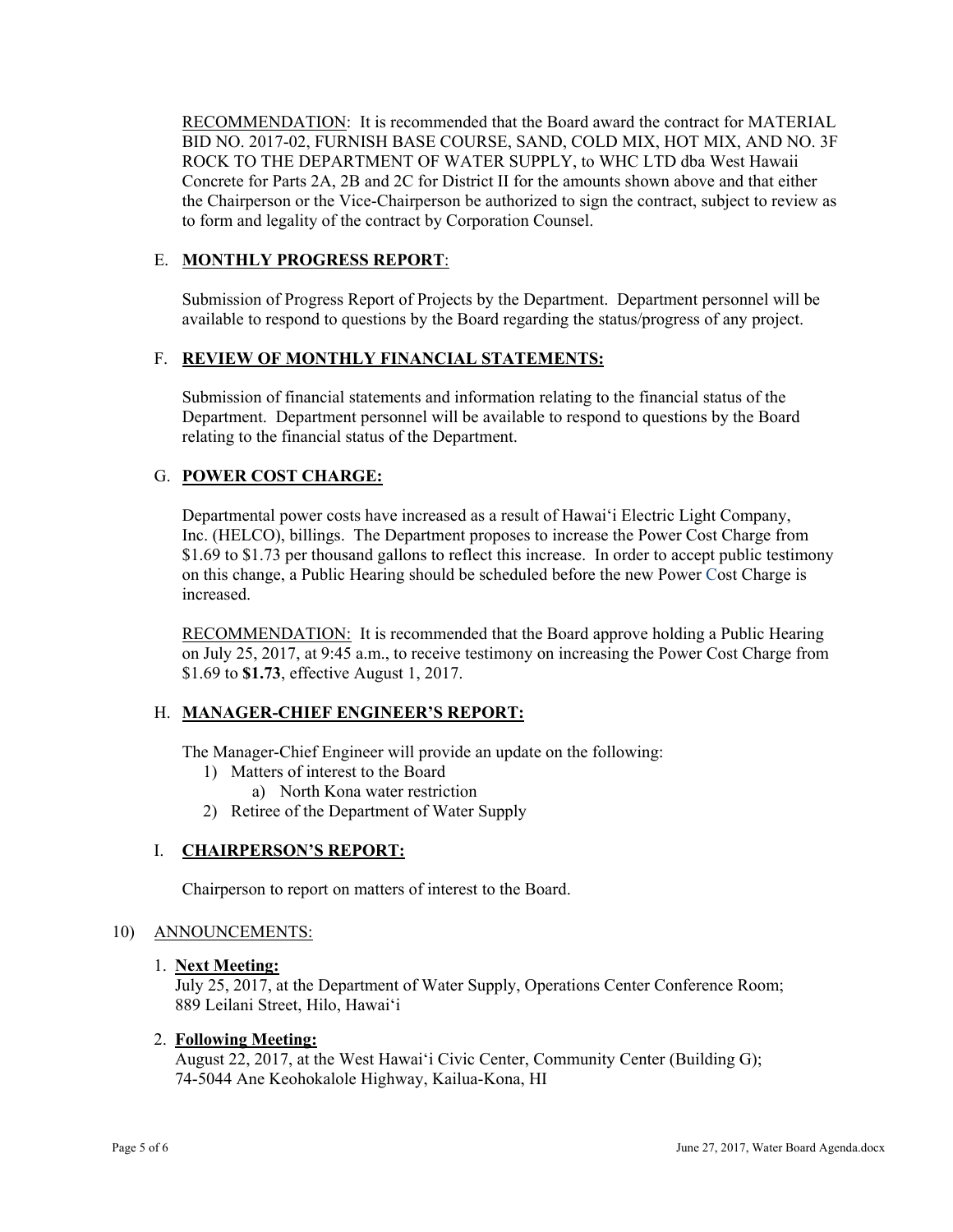RECOMMENDATION: It is recommended that the Board award the contract for MATERIAL BID NO. 2017-02, FURNISH BASE COURSE, SAND, COLD MIX, HOT MIX, AND NO. 3F ROCK TO THE DEPARTMENT OF WATER SUPPLY, to WHC LTD dba West Hawaii Concrete for Parts 2A, 2B and 2C for District II for the amounts shown above and that either the Chairperson or the Vice-Chairperson be authorized to sign the contract, subject to review as to form and legality of the contract by Corporation Counsel.

E. **MONTHLY PROGRESS REPORT**:

Submission of Progress Report of Projects by the Department. Department personnel will be available to respond to questions by the Board regarding the status/progress of any project.

F. **REVIEW OF MONTHLY FINANCIAL STATEMENTS:**

Submission of financial statements and information relating to the financial status of the Department. Department personnel will be available to respond to questions by the Board relating to the financial status of the Department.

G. **POWER COST CHARGE:**

Departmental power costs have increased as a result of Hawaiʻi Electric Light Company, Inc. (HELCO), billings. The Department proposes to increase the Power Cost Charge from $1.69 to $1.73 per thousand gallons to reflect this increase. In order to accept public testimony on this change, a Public Hearing should be scheduled before the new Power Cost Charge is increased.

RECOMMENDATION: It is recommended that the Board approve holding a Public Hearing on July 25, 2017, at 9:45 a.m., to receive testimony on increasing the Power Cost Charge from $1.69 to **$1.73**, effective August 1, 2017.

H. **MANAGER-CHIEF ENGINEER'S REPORT:**

The Manager-Chief Engineer will provide an update on the following:

1) Matters of interest to the Board
    a) North Kona water restriction
2) Retiree of the Department of Water Supply

I. **CHAIRPERSON'S REPORT:**

Chairperson to report on matters of interest to the Board.

10) ANNOUNCEMENTS:

1. **Next Meeting:**
July 25, 2017, at the Department of Water Supply, Operations Center Conference Room; 889 Leilani Street, Hilo, Hawaiʻi

2. **Following Meeting:**
August 22, 2017, at the West Hawaiʻi Civic Center, Community Center (Building G); 74-5044 Ane Keohokalole Highway, Kailua-Kona, HI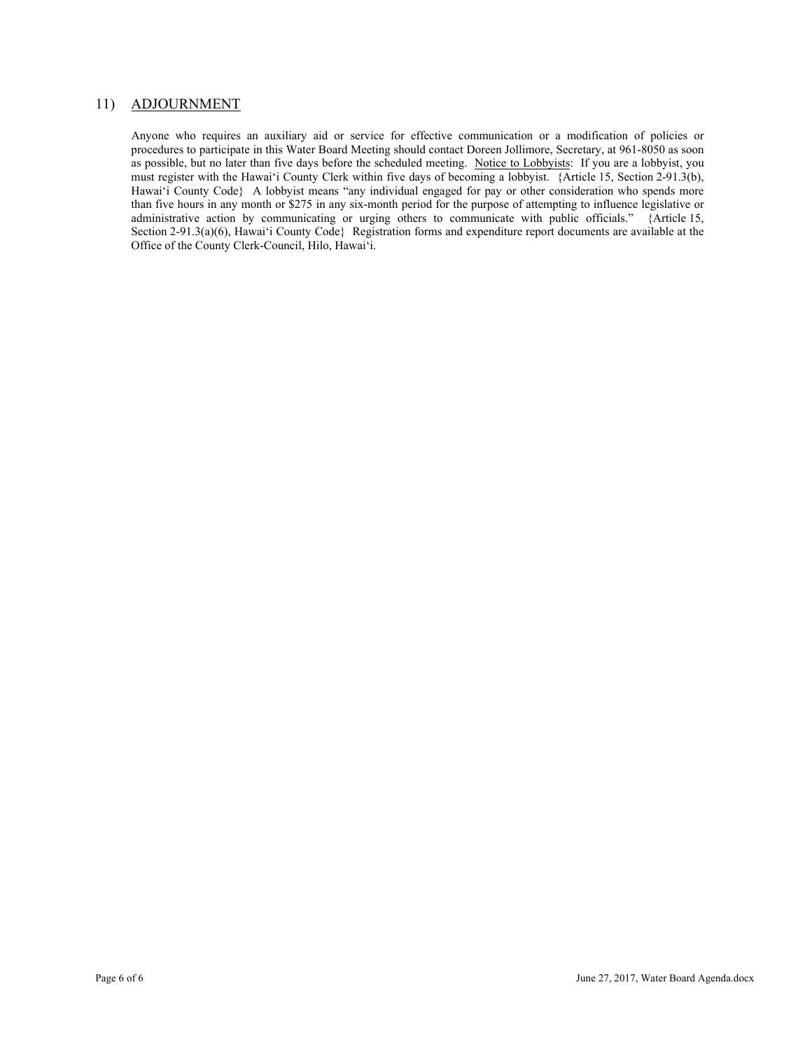## 11) ADJOURNMENT

Anyone who requires an auxiliary aid or service for effective communication or a modification of policies or procedures to participate in this Water Board Meeting should contact Doreen Jollimore, Secretary, at 961-8050 as soon as possible, but no later than five days before the scheduled meeting. Notice to Lobbyists: If you are a lobbyist, you must register with the Hawai'i County Clerk within five days of becoming a lobbyist. {Article 15, Section 2-91.3(b), Hawai'i County Code} A lobbyist means "any individual engaged for pay or other consideration who spends more than five hours in any month or $275 in any six-month period for the purpose of attempting to influence legislative or administrative action by communicating or urging others to communicate with public officials." {Article 15, Section 2-91.3(a)(6), Hawai'i County Code} Registration forms and expenditure report documents are available at the Office of the County Clerk-Council, Hilo, Hawai'i.